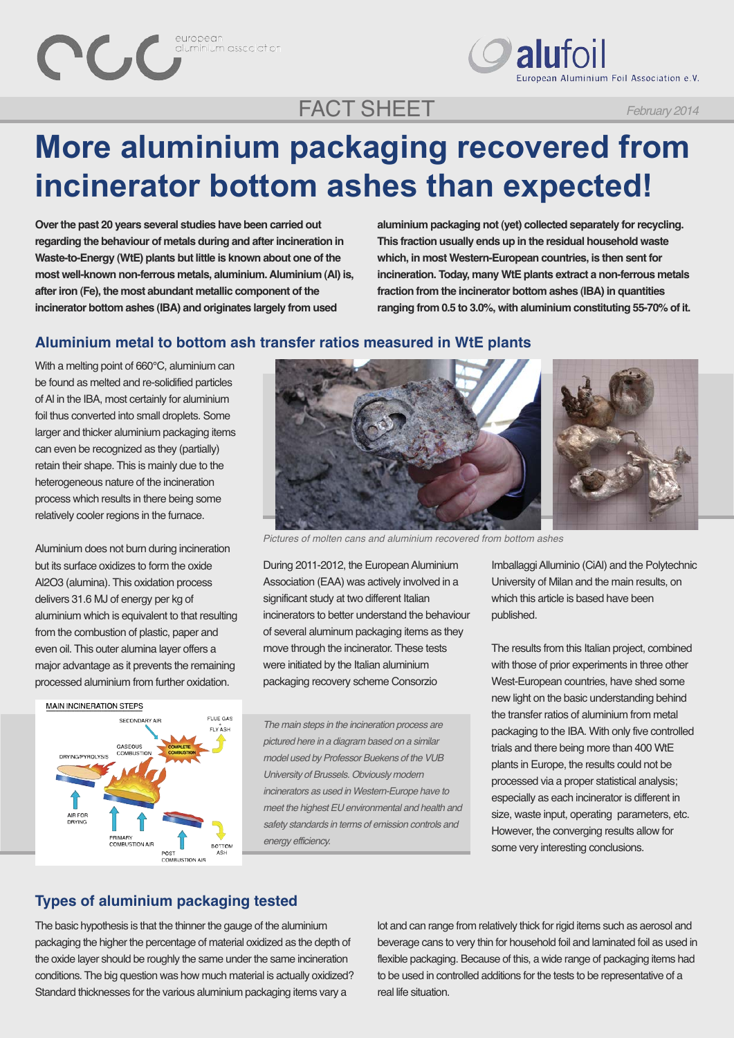# More aluminium packaging recovered from incinerator bottom ashes than expected!

**Over the past 20 years several studies have been carried out regarding the behaviour of metals during and after incineration in Waste-to-Energy (WtE) plants but little is known about one of the most well-known non-ferrous metals, aluminium. Aluminium (Al) is, after iron (Fe), the most abundant metallic component of the incinerator bottom ashes (IBA) and originates largely from used aluminium packaging not (yet) collected separately for recycling. This fraction usually ends up in the residual household waste which, in most Western-European countries, is then sent for incineration. Today, many WtE plants extract a non-ferrous metals fraction from the incinerator bottom ashes (IBA) in quantities ranging from 0.5 to 3.0%, with aluminium constituting 55-70% of it.**

## Aluminium metal to bottom ash transfer ratios measured in WtE plants

With a melting point of 660°C, aluminium can be found as melted and re-solidified particles of Al in the IBA, most certainly for aluminium foil thus converted into small droplets. Some larger and thicker aluminium packaging items can even be recognized as they (partially) retain their shape. This is mainly due to the heterogeneous nature of the incineration process which results in there being some relatively cooler regions in the furnace.

Aluminium does not burn during incineration but its surface oxidizes to form the oxide $Al_2O_3$ (alumina). This oxidation process delivers 31.6 MJ of energy per kg of aluminium which is equivalent to that resulting from the combustion of plastic, paper and even oil. This outer alumina layer offers a major advantage as it prevents the remaining processed aluminium from further oxidation.

*Pictures of molten cans and aluminium recovered from bottom ashes*

During 2011-2012, the European Aluminium Association (EAA) was actively involved in a significant study at two different Italian incinerators to better understand the behaviour of several aluminum packaging items as they move through the incinerator. These tests were initiated by the Italian aluminium packaging recovery scheme Consorzio Imballaggi Alluminio (CiAl) and the Polytechnic University of Milan and the main results, on which this article is based have been published.

The results from this Italian project, combined with those of prior experiments in three other West-European countries, have shed some new light on the basic understanding behind the transfer ratios of aluminium from metal packaging to the IBA. With only five controlled trials and there being more than 400 WtE plants in Europe, the results could not be processed via a proper statistical analysis; especially as each incinerator is different in size, waste input, operating parameters, etc. However, the converging results allow for some very interesting conclusions.

MAIN INCINERATION STEPS

*The main steps in the incineration process are pictured here in a diagram based on a similar model used by Professor Buekens of the VUB University of Brussels. Obviously modern incinerators as used in Western-Europe have to meet the highest EU environmental and health and safety standards in terms of emission controls and energy efficiency.*

## Types of aluminium packaging tested

The basic hypothesis is that the thinner the gauge of the aluminium packaging the higher the percentage of material oxidized as the depth of the oxide layer should be roughly the same under the same incineration conditions. The big question was how much material is actually oxidized? Standard thicknesses for the various aluminium packaging items vary a lot and can range from relatively thick for rigid items such as aerosol and beverage cans to very thin for household foil and laminated foil as used in flexible packaging. Because of this, a wide range of packaging items had to be used in controlled additions for the tests to be representative of a real life situation.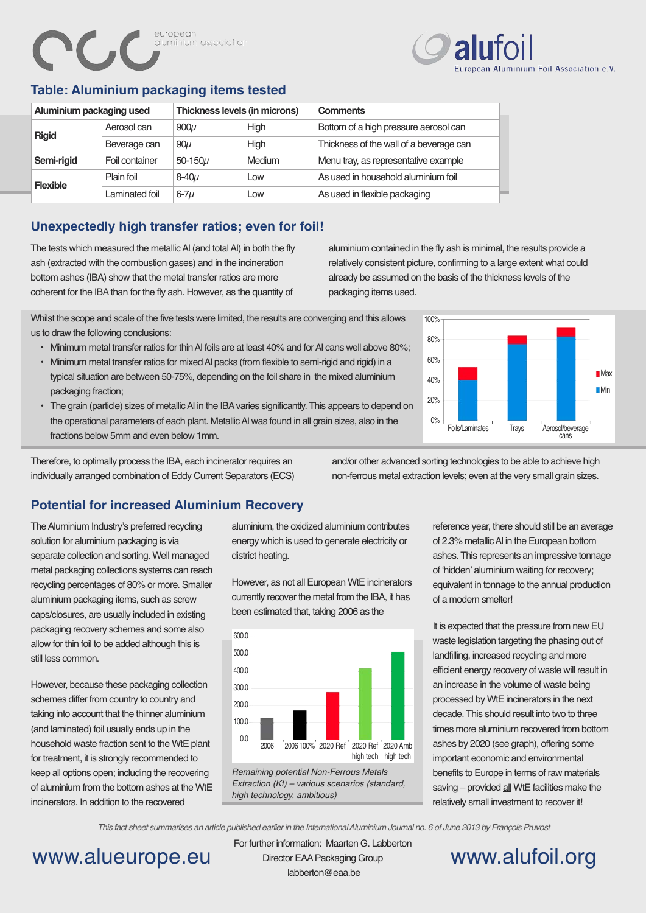european aluminium association

alufoil European Aluminium Foil Association e.V.

## Table: Aluminium packaging items tested

| Aluminium packaging used | | Thickness levels (in microns) | | Comments |
|---|---|---|---|---|
| **Rigid** | Aerosol can | 900$\mu$ | High | Bottom of a high pressure aerosol can |
| | Beverage can | 90$\mu$ | High | Thickness of the wall of a beverage can |
| **Semi-rigid** | Foil container | 50-150$\mu$ | Medium | Menu tray, as representative example |
| **Flexible** | Plain foil | 8-40$\mu$ | Low | As used in household aluminium foil |
| | Laminated foil | 6-7$\mu$ | Low | As used in flexible packaging |

## Unexpectedly high transfer ratios; even for foil!

The tests which measured the metallic Al (and total Al) in both the fly ash (extracted with the combustion gases) and in the incineration bottom ashes (IBA) show that the metal transfer ratios are more coherent for the IBA than for the fly ash. However, as the quantity of aluminium contained in the fly ash is minimal, the results provide a relatively consistent picture, confirming to a large extent what could already be assumed on the basis of the thickness levels of the packaging items used.

Whilst the scope and scale of the five tests were limited, the results are converging and this allows us to draw the following conclusions:

- Minimum metal transfer ratios for thin Al foils are at least 40% and for Al cans well above 80%;
- Minimum metal transfer ratios for mixed Al packs (from flexible to semi-rigid and rigid) in a typical situation are between 50-75%, depending on the foil share in the mixed aluminium packaging fraction;
- The grain (particle) sizes of metallic Al in the IBA varies significantly. This appears to depend on the operational parameters of each plant. Metallic Al was found in all grain sizes, also in the fractions below 5mm and even below 1mm.

100%
80%
60%
40%
20%
0%
Foils/Laminates
Trays
Aerosol/beverage cans
Max
Min

Therefore, to optimally process the IBA, each incinerator requires an individually arranged combination of Eddy Current Separators (ECS) and/or other advanced sorting technologies to be able to achieve high non-ferrous metal extraction levels; even at the very small grain sizes.

## Potential for increased Aluminium Recovery

The Aluminium Industry's preferred recycling solution for aluminium packaging is via separate collection and sorting. Well managed metal packaging collections systems can reach recycling percentages of 80% or more. Smaller aluminium packaging items, such as screw caps/closures, are usually included in existing packaging recovery schemes and some also allow for thin foil to be added although this is still less common.

However, because these packaging collection schemes differ from country to country and taking into account that the thinner aluminium (and laminated) foil usually ends up in the household waste fraction sent to the WtE plant for treatment, it is strongly recommended to keep all options open; including the recovering of aluminium from the bottom ashes at the WtE incinerators. In addition to the recovered aluminium, the oxidized aluminium contributes energy which is used to generate electricity or district heating.

However, as not all European WtE incinerators currently recover the metal from the IBA, it has been estimated that, taking 2006 as the reference year, there should still be an average of 2.3% metallic Al in the European bottom ashes. This represents an impressive tonnage of 'hidden' aluminium waiting for recovery; equivalent in tonnage to the annual production of a modern smelter!

600.0
500.0
400.0
300.0
200.0
100.0
0.0
2006
2006 100%
2020 Ref
2020 Ref high tech
2020 Amb high tech

*Remaining potential Non-Ferrous Metals Extraction (Kt) – various scenarios (standard, high technology, ambitious)*

It is expected that the pressure from new EU waste legislation targeting the phasing out of landfilling, increased recycling and more efficient energy recovery of waste will result in an increase in the volume of waste being processed by WtE incinerators in the next decade. This should result into two to three times more aluminium recovered from bottom ashes by 2020 (see graph), offering some important economic and environmental benefits to Europe in terms of raw materials saving – provided all WtE facilities make the relatively small investment to recover it!

*This fact sheet summarises an article published earlier in the International Aluminium Journal no. 6 of June 2013 by François Pruvost*

www.alueurope.eu

For further information: Maarten G. Labberton
Director EAA Packaging Group
labberton@eaa.be

www.alufoil.org